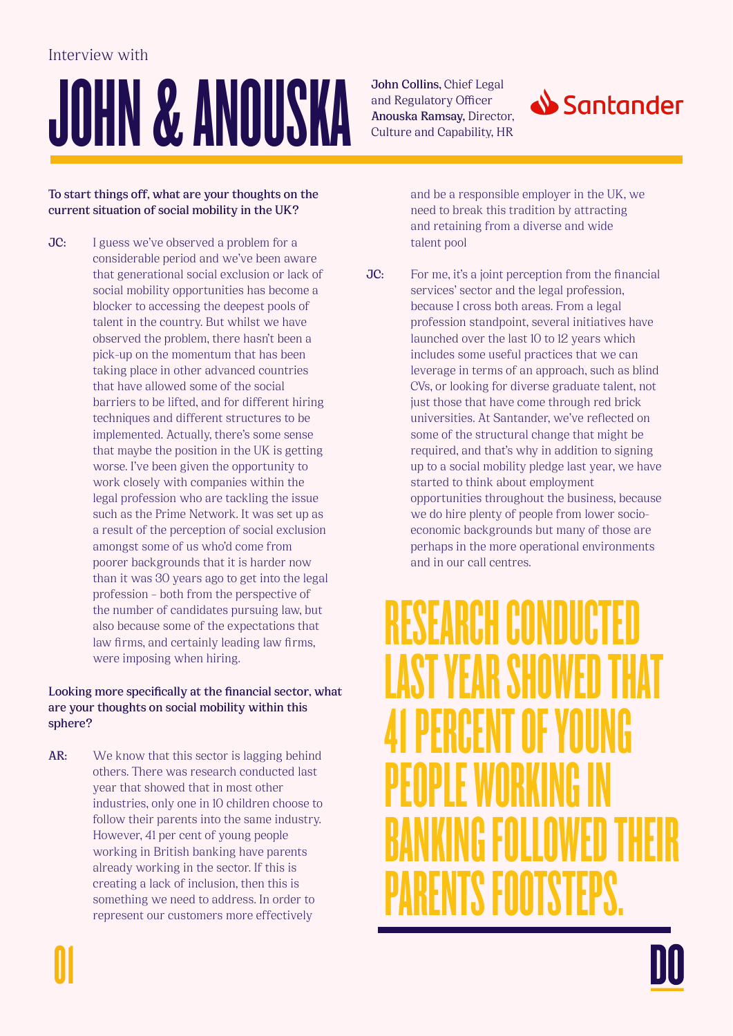Interview with

# JOHN & ANOUSKA

**John Collins,** Chief Legal and Regulatory Officer
**Anouska Ramsay,** Director, Culture and Capability, HR

Santander

**To start things off, what are your thoughts on the current situation of social mobility in the UK?**

**JC:** I guess we've observed a problem for a considerable period and we've been aware that generational social exclusion or lack of social mobility opportunities has become a blocker to accessing the deepest pools of talent in the country. But whilst we have observed the problem, there hasn't been a pick-up on the momentum that has been taking place in other advanced countries that have allowed some of the social barriers to be lifted, and for different hiring techniques and different structures to be implemented. Actually, there's some sense that maybe the position in the UK is getting worse. I've been given the opportunity to work closely with companies within the legal profession who are tackling the issue such as the Prime Network. It was set up as a result of the perception of social exclusion amongst some of us who'd come from poorer backgrounds that it is harder now than it was 30 years ago to get into the legal profession – both from the perspective of the number of candidates pursuing law, but also because some of the expectations that law firms, and certainly leading law firms, were imposing when hiring.

**Looking more specifically at the financial sector, what are your thoughts on social mobility within this sphere?**

**AR:** We know that this sector is lagging behind others. There was research conducted last year that showed that in most other industries, only one in 10 children choose to follow their parents into the same industry. However, 41 per cent of young people working in British banking have parents already working in the sector. If this is creating a lack of inclusion, then this is something we need to address. In order to represent our customers more effectively and be a responsible employer in the UK, we need to break this tradition by attracting and retaining from a diverse and wide talent pool

**JC:** For me, it's a joint perception from the financial services' sector and the legal profession, because I cross both areas. From a legal profession standpoint, several initiatives have launched over the last 10 to 12 years which includes some useful practices that we can leverage in terms of an approach, such as blind CVs, or looking for diverse graduate talent, not just those that have come through red brick universities. At Santander, we've reflected on some of the structural change that might be required, and that's why in addition to signing up to a social mobility pledge last year, we have started to think about employment opportunities throughout the business, because we do hire plenty of people from lower socio-economic backgrounds but many of those are perhaps in the more operational environments and in our call centres.

## RESEARCH CONDUCTED LAST YEAR SHOWED THAT 41 PERCENT OF YOUNG PEOPLE WORKING IN BANKING FOLLOWED THEIR PARENTS FOOTSTEPS.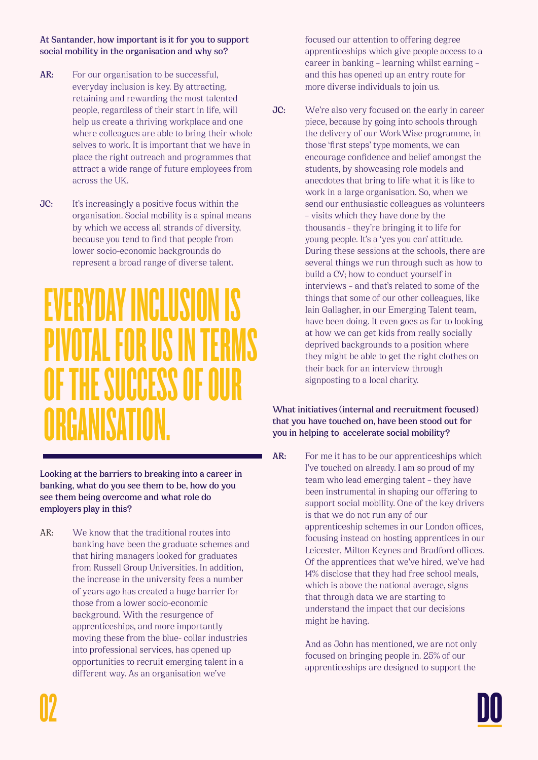**At Santander, how important is it for you to support social mobility in the organisation and why so?**

**AR:** For our organisation to be successful, everyday inclusion is key. By attracting, retaining and rewarding the most talented people, regardless of their start in life, will help us create a thriving workplace and one where colleagues are able to bring their whole selves to work. It is important that we have in place the right outreach and programmes that attract a wide range of future employees from across the UK.

**JC:** It's increasingly a positive focus within the organisation. Social mobility is a spinal means by which we access all strands of diversity, because you tend to find that people from lower socio-economic backgrounds do represent a broad range of diverse talent.

# EVERYDAY INCLUSION IS PIVOTAL FOR US IN TERMS OF THE SUCCESS OF OUR ORGANISATION.

**Looking at the barriers to breaking into a career in banking, what do you see them to be, how do you see them being overcome and what role do employers play in this?**

AR: We know that the traditional routes into banking have been the graduate schemes and that hiring managers looked for graduates from Russell Group Universities. In addition, the increase in the university fees a number of years ago has created a huge barrier for those from a lower socio-economic background. With the resurgence of apprenticeships, and more importantly moving these from the blue- collar industries into professional services, has opened up opportunities to recruit emerging talent in a different way. As an organisation we've focused our attention to offering degree apprenticeships which give people access to a career in banking – learning whilst earning – and this has opened up an entry route for more diverse individuals to join us.

**JC:** We're also very focused on the early in career piece, because by going into schools through the delivery of our WorkWise programme, in those 'first steps' type moments, we can encourage confidence and belief amongst the students, by showcasing role models and anecdotes that bring to life what it is like to work in a large organisation. So, when we send our enthusiastic colleagues as volunteers – visits which they have done by the thousands - they're bringing it to life for young people. It's a 'yes you can' attitude. During these sessions at the schools, there are several things we run through such as how to build a CV; how to conduct yourself in interviews – and that's related to some of the things that some of our other colleagues, like Iain Gallagher, in our Emerging Talent team, have been doing. It even goes as far to looking at how we can get kids from really socially deprived backgrounds to a position where they might be able to get the right clothes on their back for an interview through signposting to a local charity.

**What initiatives (internal and recruitment focused) that you have touched on, have been stood out for you in helping to accelerate social mobility?**

**AR:** For me it has to be our apprenticeships which I've touched on already. I am so proud of my team who lead emerging talent – they have been instrumental in shaping our offering to support social mobility. One of the key drivers is that we do not run any of our apprenticeship schemes in our London offices, focusing instead on hosting apprentices in our Leicester, Milton Keynes and Bradford offices. Of the apprentices that we've hired, we've had 14% disclose that they had free school meals, which is above the national average, signs that through data we are starting to understand the impact that our decisions might be having.

And as John has mentioned, we are not only focused on bringing people in. 25% of our apprenticeships are designed to support the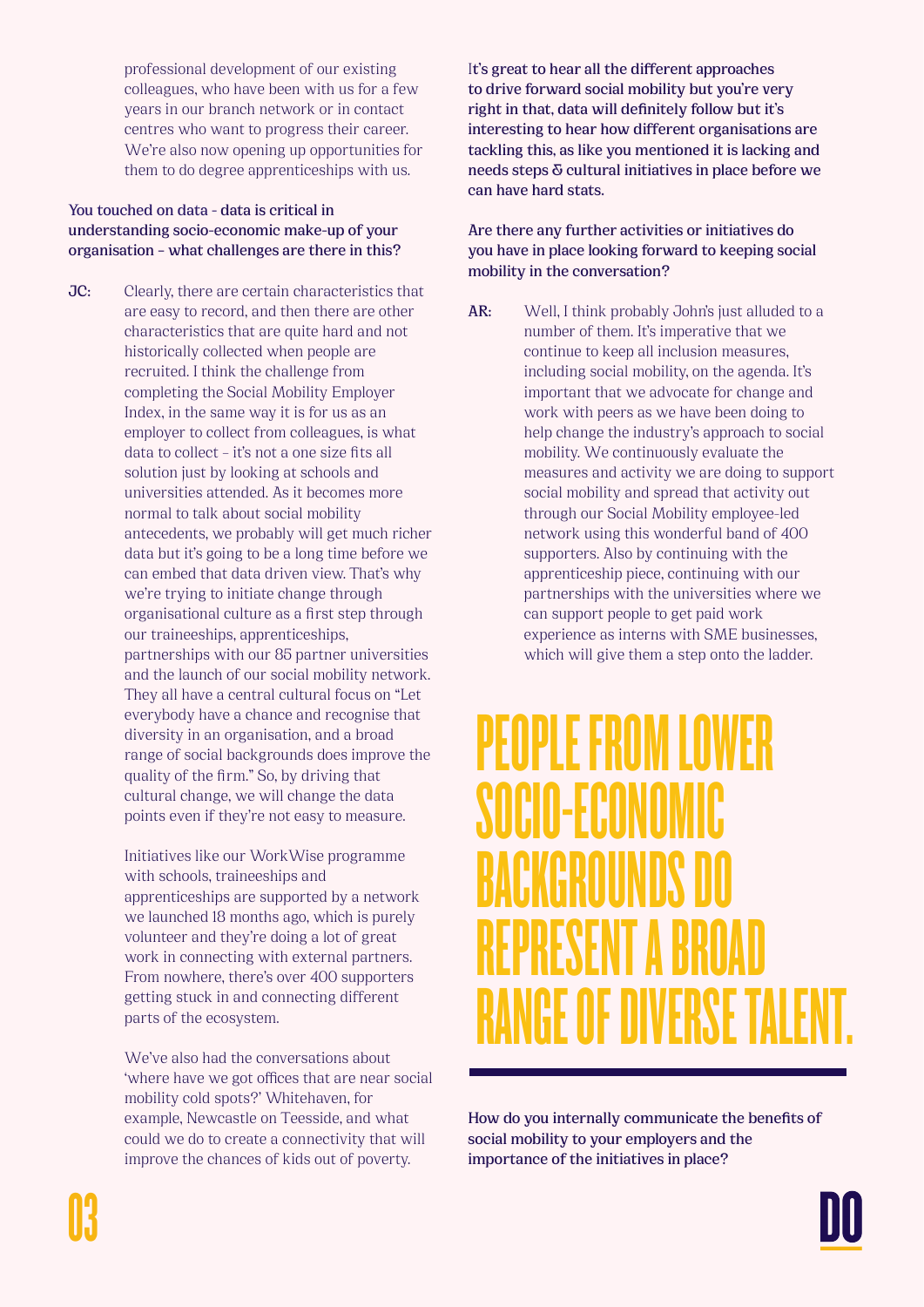professional development of our existing colleagues, who have been with us for a few years in our branch network or in contact centres who want to progress their career. We're also now opening up opportunities for them to do degree apprenticeships with us.

**You touched on data - data is critical in understanding socio-economic make-up of your organisation – what challenges are there in this?**

**JC:** Clearly, there are certain characteristics that are easy to record, and then there are other characteristics that are quite hard and not historically collected when people are recruited. I think the challenge from completing the Social Mobility Employer Index, in the same way it is for us as an employer to collect from colleagues, is what data to collect – it's not a one size fits all solution just by looking at schools and universities attended. As it becomes more normal to talk about social mobility antecedents, we probably will get much richer data but it's going to be a long time before we can embed that data driven view. That's why we're trying to initiate change through organisational culture as a first step through our traineeships, apprenticeships, partnerships with our 85 partner universities and the launch of our social mobility network. They all have a central cultural focus on "Let everybody have a chance and recognise that diversity in an organisation, and a broad range of social backgrounds does improve the quality of the firm." So, by driving that cultural change, we will change the data points even if they're not easy to measure.

Initiatives like our WorkWise programme with schools, traineeships and apprenticeships are supported by a network we launched 18 months ago, which is purely volunteer and they're doing a lot of great work in connecting with external partners. From nowhere, there's over 400 supporters getting stuck in and connecting different parts of the ecosystem.

We've also had the conversations about 'where have we got offices that are near social mobility cold spots?' Whitehaven, for example, Newcastle on Teesside, and what could we do to create a connectivity that will improve the chances of kids out of poverty.

**It's great to hear all the different approaches to drive forward social mobility but you're very right in that, data will definitely follow but it's interesting to hear how different organisations are tackling this, as like you mentioned it is lacking and needs steps & cultural initiatives in place before we can have hard stats.**

**Are there any further activities or initiatives do you have in place looking forward to keeping social mobility in the conversation?**

**AR:** Well, I think probably John's just alluded to a number of them. It's imperative that we continue to keep all inclusion measures, including social mobility, on the agenda. It's important that we advocate for change and work with peers as we have been doing to help change the industry's approach to social mobility. We continuously evaluate the measures and activity we are doing to support social mobility and spread that activity out through our Social Mobility employee-led network using this wonderful band of 400 supporters. Also by continuing with the apprenticeship piece, continuing with our partnerships with the universities where we can support people to get paid work experience as interns with SME businesses, which will give them a step onto the ladder.

## PEOPLE FROM LOWER SOCIO-ECONOMIC BACKGROUNDS DO REPRESENT A BROAD RANGE OF DIVERSE TALENT.

**How do you internally communicate the benefits of social mobility to your employers and the importance of the initiatives in place?**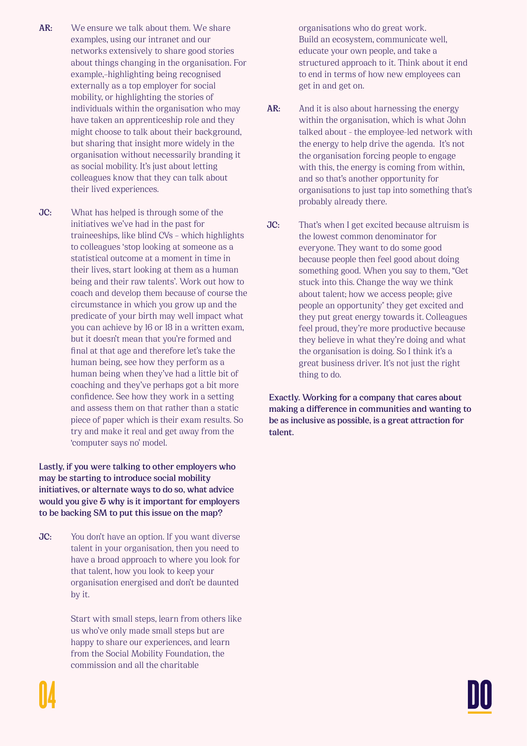**AR:** We ensure we talk about them. We share examples, using our intranet and our networks extensively to share good stories about things changing in the organisation. For example,–highlighting being recognised externally as a top employer for social mobility, or highlighting the stories of individuals within the organisation who may have taken an apprenticeship role and they might choose to talk about their background, but sharing that insight more widely in the organisation without necessarily branding it as social mobility. It's just about letting colleagues know that they can talk about their lived experiences.

**JC:** What has helped is through some of the initiatives we've had in the past for traineeships, like blind CVs – which highlights to colleagues 'stop looking at someone as a statistical outcome at a moment in time in their lives, start looking at them as a human being and their raw talents'. Work out how to coach and develop them because of course the circumstance in which you grow up and the predicate of your birth may well impact what you can achieve by 16 or 18 in a written exam, but it doesn't mean that you're formed and final at that age and therefore let's take the human being, see how they perform as a human being when they've had a little bit of coaching and they've perhaps got a bit more confidence. See how they work in a setting and assess them on that rather than a static piece of paper which is their exam results. So try and make it real and get away from the 'computer says no' model.

**Lastly, if you were talking to other employers who may be starting to introduce social mobility initiatives, or alternate ways to do so, what advice would you give & why is it important for employers to be backing SM to put this issue on the map?**

**JC:** You don't have an option. If you want diverse talent in your organisation, then you need to have a broad approach to where you look for that talent, how you look to keep your organisation energised and don't be daunted by it.

Start with small steps, learn from others like us who've only made small steps but are happy to share our experiences, and learn from the Social Mobility Foundation, the commission and all the charitable organisations who do great work. Build an ecosystem, communicate well, educate your own people, and take a structured approach to it. Think about it end to end in terms of how new employees can get in and get on.

**AR:** And it is also about harnessing the energy within the organisation, which is what John talked about - the employee-led network with the energy to help drive the agenda. It's not the organisation forcing people to engage with this, the energy is coming from within, and so that's another opportunity for organisations to just tap into something that's probably already there.

**JC:** That's when I get excited because altruism is the lowest common denominator for everyone. They want to do some good because people then feel good about doing something good. When you say to them, "Get stuck into this. Change the way we think about talent; how we access people; give people an opportunity" they get excited and they put great energy towards it. Colleagues feel proud, they're more productive because they believe in what they're doing and what the organisation is doing. So I think it's a great business driver. It's not just the right thing to do.

**Exactly. Working for a company that cares about making a difference in communities and wanting to be as inclusive as possible, is a great attraction for talent.**